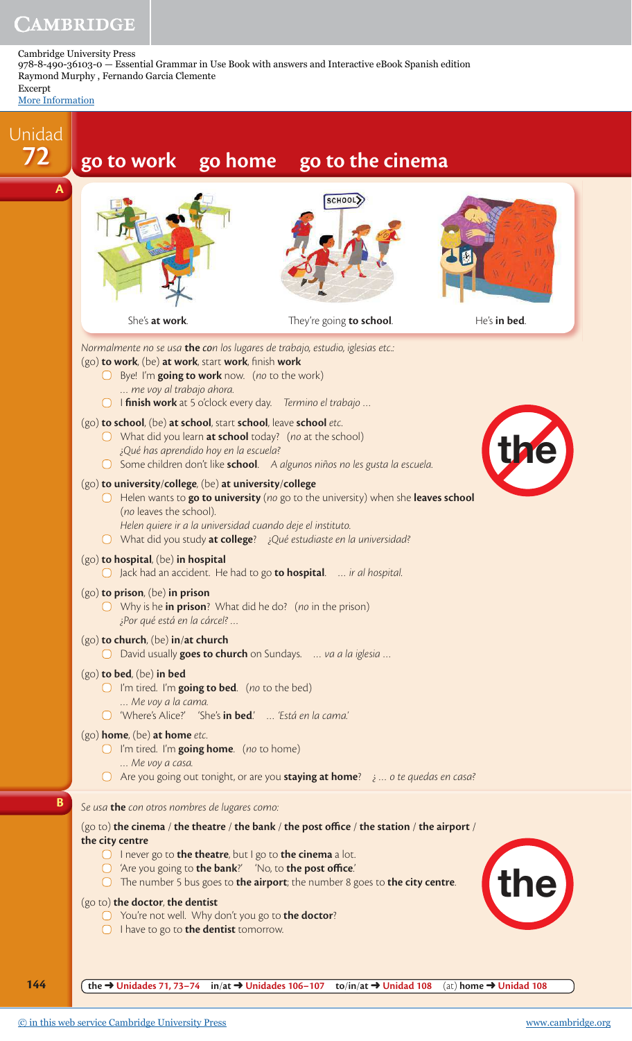Cambridge University Press
978-8-490-36103-0 — Essential Grammar in Use Book with answers and Interactive eBook Spanish edition
Raymond Murphy , Fernando Garcia Clemente
Excerpt
More Information

# Unidad 72 — go to work go home go to the cinema

## A

She's **at work**. They're going **to school**. He's **in bed**.

*Normalmente no se usa* **the** *con los lugares de trabajo, estudio, iglesias etc.:*

(go) **to work**, (be) **at work**, start **work**, finish **work**

- Bye! I'm **going to work** now. (*no* to the work)
  *... me voy al trabajo ahora.*
- I **finish work** at 5 o'clock every day. *Termino el trabajo ...*

(go) **to school**, (be) **at school**, start **school**, leave **school** *etc.*

- What did you learn **at school** today? (*no* at the school)
  *¿Qué has aprendido hoy en la escuela?*
- Some children don't like **school**. *A algunos niños no les gusta la escuela.*

(go) **to university**/**college**, (be) **at university**/**college**

- Helen wants to **go to university** (*no* go to the university) when she **leaves school** (*no* leaves the school).
  *Helen quiere ir a la universidad cuando deje el instituto.*
- What did you study **at college**? *¿Qué estudiaste en la universidad?*

(go) **to hospital**, (be) **in hospital**

- Jack had an accident. He had to go **to hospital**. *... ir al hospital.*

(go) **to prison**, (be) **in prison**

- Why is he **in prison**? What did he do? (*no* in the prison)
  *¿Por qué está en la cárcel? ...*

(go) **to church**, (be) **in**/**at church**

- David usually **goes to church** on Sundays. *... va a la iglesia ...*

(go) **to bed**, (be) **in bed**

- I'm tired. I'm **going to bed**. (*no* to the bed)
  *... Me voy a la cama.*
- 'Where's Alice?' 'She's **in bed**.' *... 'Está en la cama.'*

(go) **home**, (be) **at home** *etc.*

- I'm tired. I'm **going home**. (*no* to home)
  *... Me voy a casa.*
- Are you going out tonight, or are you **staying at home**? *¿ ... o te quedas en casa?*

## B

*Se usa* **the** *con otros nombres de lugares como:*

(go to) **the cinema** / **the theatre** / **the bank** / **the post office** / **the station** / **the airport** / **the city centre**

- I never go to **the theatre**, but I go to **the cinema** a lot.
- 'Are you going to **the bank**?' 'No, to **the post office**.'
- The number 5 bus goes to **the airport**; the number 8 goes to **the city centre**.

(go to) **the doctor**, **the dentist**

- You're not well. Why don't you go to **the doctor**?
- I have to go to **the dentist** tomorrow.

**the** ➜ Unidades 71, 73–74 **in**/**at** ➜ Unidades 106–107 **to**/**in**/**at** ➜ Unidad 108 (at) **home** ➜ Unidad 108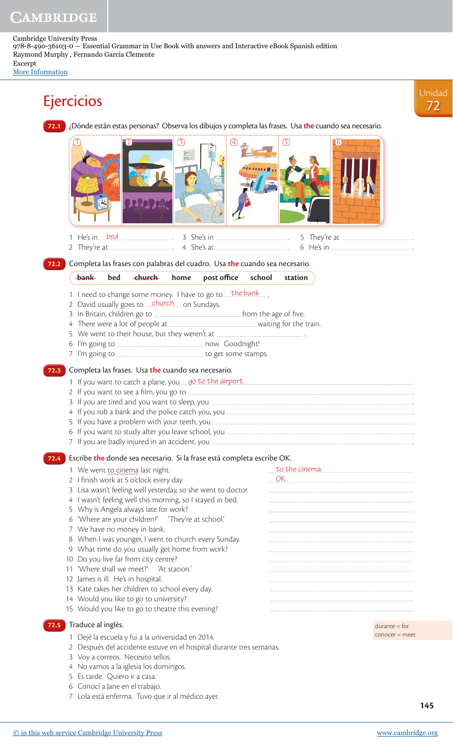# Ejercicios

**Unidad 72**

**72.1** ¿Dónde están estas personas? Observa los dibujos y completa las frases. Usa **the** cuando sea necesario.

1 He's in *bed*.
2 They're at ............
3 She's in ............
4 She's at ............
5 They're at ............
6 He's in ............

**72.2** Completa las frases con palabras del cuadro. Usa **the** cuando sea necesario.

~~bank~~ bed ~~church~~ home post office school station

1 I need to change some money. I have to go to *the bank*.
2 David usually goes to *church* on Sundays.
3 In Britain, children go to ............ from the age of five.
4 There were a lot of people at ............ waiting for the train.
5 We went to their house, but they weren't at ............ .
6 I'm going to ............ now. Goodnight!
7 I'm going to ............ to get some stamps.

**72.3** Completa las frases. Usa **the** cuando sea necesario.

1 If you want to catch a plane, you *go to the airport*.
2 If you want to see a film, you go to ............ .
3 If you are tired and you want to sleep, you ............ .
4 If you rob a bank and the police catch you, you ............ .
5 If you have a problem with your teeth, you ............ .
6 If you want to study after you leave school, you ............ .
7 If you are badly injured in an accident, you ............ .

**72.4** Escribe **the** donde sea necesario. Si la frase está completa escribe OK.

1 We went to cinema last night. — *to the cinema*
2 I finish work at 5 o'clock every day. — *OK*
3 Lisa wasn't feeling well yesterday, so she went to doctor. ............
4 I wasn't feeling well this morning, so I stayed in bed. ............
5 Why is Angela always late for work? ............
6 'Where are your children?' 'They're at school.' ............
7 We have no money in bank. ............
8 When I was younger, I went to church every Sunday. ............
9 What time do you usually get home from work? ............
10 Do you live far from city centre? ............
11 'Where shall we meet?' 'At station.' ............
12 James is ill. He's in hospital. ............
13 Kate takes her children to school every day. ............
14 Would you like to go to university? ............
15 Would you like to go to theatre this evening? ............

**72.5** Traduce al inglés.

durante = for
conocer = meet

1 Dejé la escuela y fui a la universidad en 2014.
2 Después del accidente estuve en el hospital durante tres semanas.
3 Voy a correos. Necesito sellos.
4 No vamos a la iglesia los domingos.
5 Es tarde. Quiero ir a casa.
6 Conocí a Jane en el trabajo.
7 Lola está enferma. Tuvo que ir al médico ayer.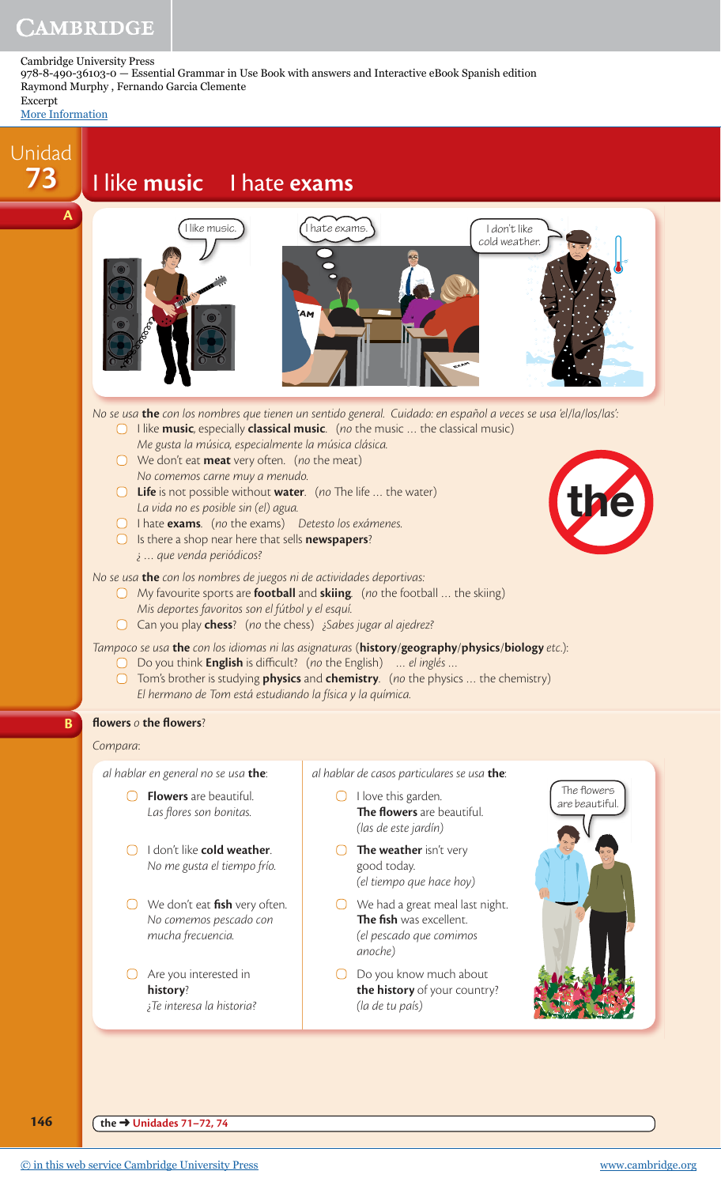# Unidad 73 — I like **music** I hate **exams**

## A

*No se usa* **the** *con los nombres que tienen un sentido general. Cuidado: en español a veces se usa 'el/la/los/las':*

- I like **music**, especially **classical music**. (*no* the music … the classical music)
  *Me gusta la música, especialmente la música clásica.*
- We don't eat **meat** very often. (*no* the meat)
  *No comemos carne muy a menudo.*
- **Life** is not possible without **water**. (*no* The life … the water)
  *La vida no es posible sin (el) agua.*
- I hate **exams**. (*no* the exams) *Detesto los exámenes.*
- Is there a shop near here that sells **newspapers**?
  *¿ … que venda periódicos?*

*No se usa* **the** *con los nombres de juegos ni de actividades deportivas:*

- My favourite sports are **football** and **skiing**. (*no* the football … the skiing)
  *Mis deportes favoritos son el fútbol y el esquí.*
- Can you play **chess**? (*no* the chess) *¿Sabes jugar al ajedrez?*

*Tampoco se usa* **the** *con los idiomas ni las asignaturas* (**history**/**geography**/**physics**/**biology** *etc.*):

- Do you think **English** is difficult? (*no* the English) *… el inglés …*
- Tom's brother is studying **physics** and **chemistry**. (*no* the physics … the chemistry)
  *El hermano de Tom está estudiando la física y la química.*

## B

**flowers** *o* **the flowers**?

*Compara:*

| *al hablar en general no se usa* **the**: | *al hablar de casos particulares se usa* **the**: |
|---|---|
| **Flowers** are beautiful. *Las flores son bonitas.* | I love this garden. **The flowers** are beautiful. *(las de este jardín)* |
| I don't like **cold weather**. *No me gusta el tiempo frío.* | **The weather** isn't very good today. *(el tiempo que hace hoy)* |
| We don't eat **fish** very often. *No comemos pescado con mucha frecuencia.* | We had a great meal last night. **The fish** was excellent. *(el pescado que comimos anoche)* |
| Are you interested in **history**? *¿Te interesa la historia?* | Do you know much about **the history** of your country? *(la de tu país)* |

**the** ➜ Unidades 71–72, 74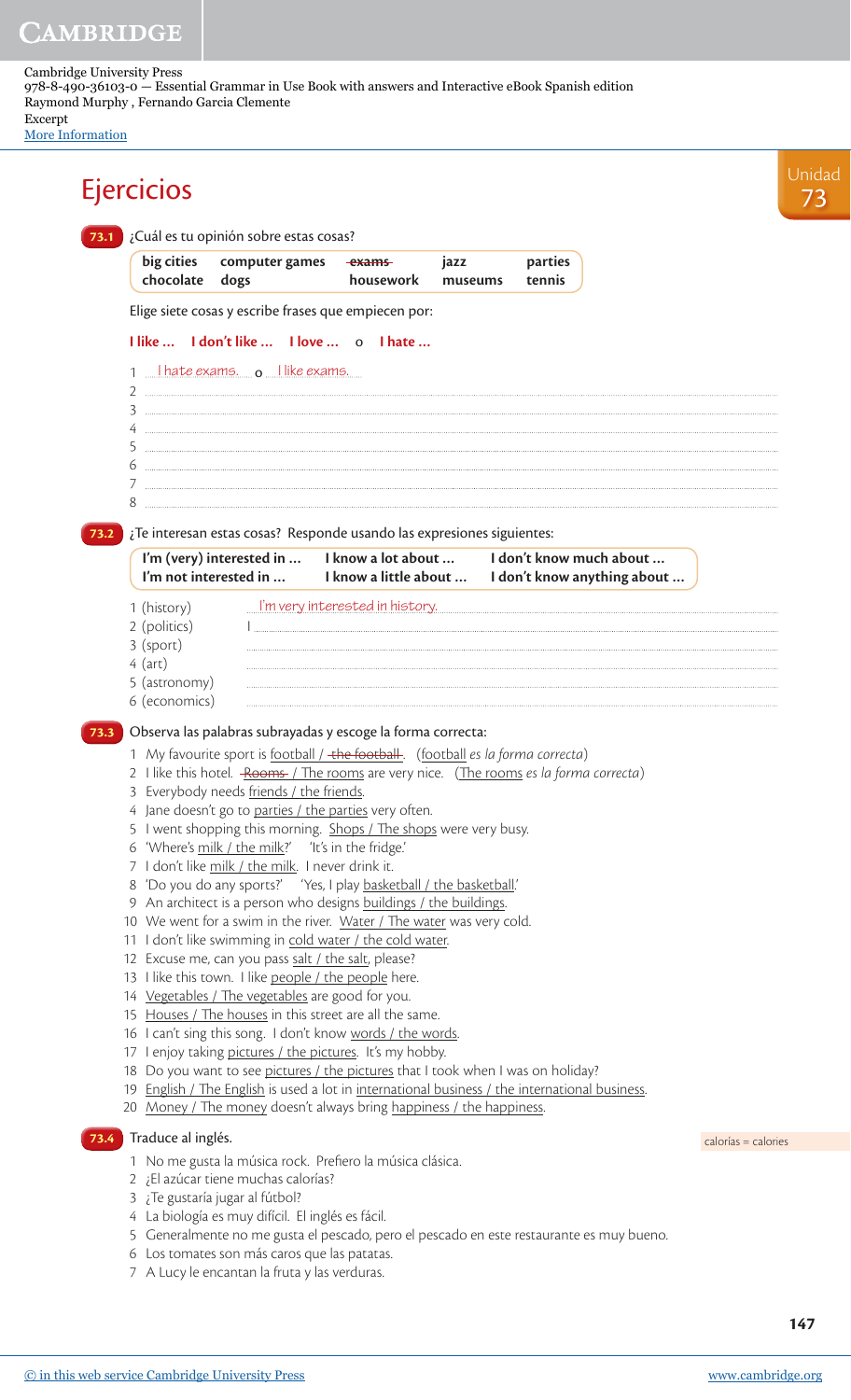Cambridge University Press
978-8-490-36103-0 — Essential Grammar in Use Book with answers and Interactive eBook Spanish edition
Raymond Murphy , Fernando Garcia Clemente
Excerpt
More Information

# Ejercicios

Unidad 73

**73.1** ¿Cuál es tu opinión sobre estas cosas?

| | | | | |
|---|---|---|---|---|
| **big cities** | **computer games** | ~~**exams**~~ | **jazz** | **parties** |
| **chocolate** | **dogs** | **housework** | **museums** | **tennis** |

Elige siete cosas y escribe frases que empiecen por:

**I like ...** **I don't like ...** **I love ...** o **I hate ...**

1 I hate exams. o I like exams.
2 
3 
4 
5 
6 
7 
8 

**73.2** ¿Te interesan estas cosas? Responde usando las expresiones siguientes:

| | | |
|---|---|---|
| **I'm (very) interested in ...** | **I know a lot about ...** | **I don't know much about ...** |
| **I'm not interested in ...** | **I know a little about ...** | **I don't know anything about ...** |

1 (history) I'm very interested in history.
2 (politics) I
3 (sport)
4 (art)
5 (astronomy)
6 (economics)

**73.3** Observa las palabras subrayadas y escoge la forma correcta:

1 My favourite sport is football / ~~the football~~. (football *es la forma correcta*)
2 I like this hotel. ~~Rooms~~ / The rooms are very nice. (The rooms *es la forma correcta*)
3 Everybody needs friends / the friends.
4 Jane doesn't go to parties / the parties very often.
5 I went shopping this morning. Shops / The shops were very busy.
6 'Where's milk / the milk?' 'It's in the fridge.'
7 I don't like milk / the milk. I never drink it.
8 'Do you do any sports?' 'Yes, I play basketball / the basketball.'
9 An architect is a person who designs buildings / the buildings.
10 We went for a swim in the river. Water / The water was very cold.
11 I don't like swimming in cold water / the cold water.
12 Excuse me, can you pass salt / the salt, please?
13 I like this town. I like people / the people here.
14 Vegetables / The vegetables are good for you.
15 Houses / The houses in this street are all the same.
16 I can't sing this song. I don't know words / the words.
17 I enjoy taking pictures / the pictures. It's my hobby.
18 Do you want to see pictures / the pictures that I took when I was on holiday?
19 English / The English is used a lot in international business / the international business.
20 Money / The money doesn't always bring happiness / the happiness.

**73.4** Traduce al inglés.

calorías = calories

1 No me gusta la música rock. Prefiero la música clásica.
2 ¿El azúcar tiene muchas calorías?
3 ¿Te gustaría jugar al fútbol?
4 La biología es muy difícil. El inglés es fácil.
5 Generalmente no me gusta el pescado, pero el pescado en este restaurante es muy bueno.
6 Los tomates son más caros que las patatas.
7 A Lucy le encantan la fruta y las verduras.

© in this web service Cambridge University Press www.cambridge.org